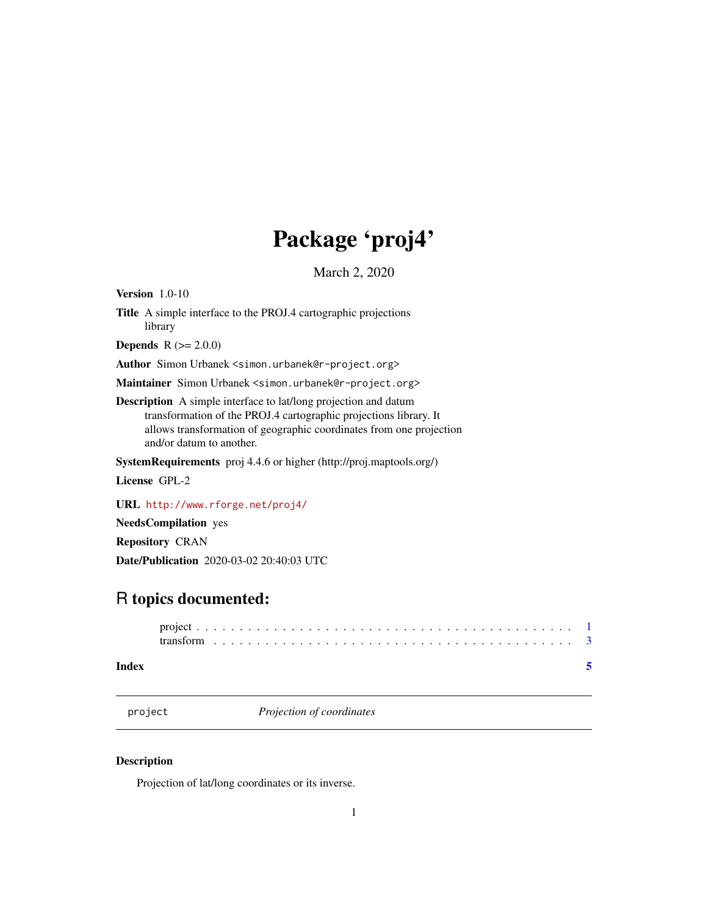# Package 'proj4'

March 2, 2020

**Version** 1.0-10

**Title** A simple interface to the PROJ.4 cartographic projections library

**Depends** R (>= 2.0.0)

**Author** Simon Urbanek <simon.urbanek@r-project.org>

**Maintainer** Simon Urbanek <simon.urbanek@r-project.org>

**Description** A simple interface to lat/long projection and datum transformation of the PROJ.4 cartographic projections library. It allows transformation of geographic coordinates from one projection and/or datum to another.

**SystemRequirements** proj 4.4.6 or higher (http://proj.maptools.org/)

**License** GPL-2

**URL** http://www.rforge.net/proj4/

**NeedsCompilation** yes

**Repository** CRAN

**Date/Publication** 2020-03-02 20:40:03 UTC

## R topics documented:

project . . . . . . . . . . . . . . . . . . . . . . . . . . . . . . . . . . . . . . . . . 1
transform . . . . . . . . . . . . . . . . . . . . . . . . . . . . . . . . . . . . . . . . 3

**Index** 5

---

`project` *Projection of coordinates*

---

### Description

Projection of lat/long coordinates or its inverse.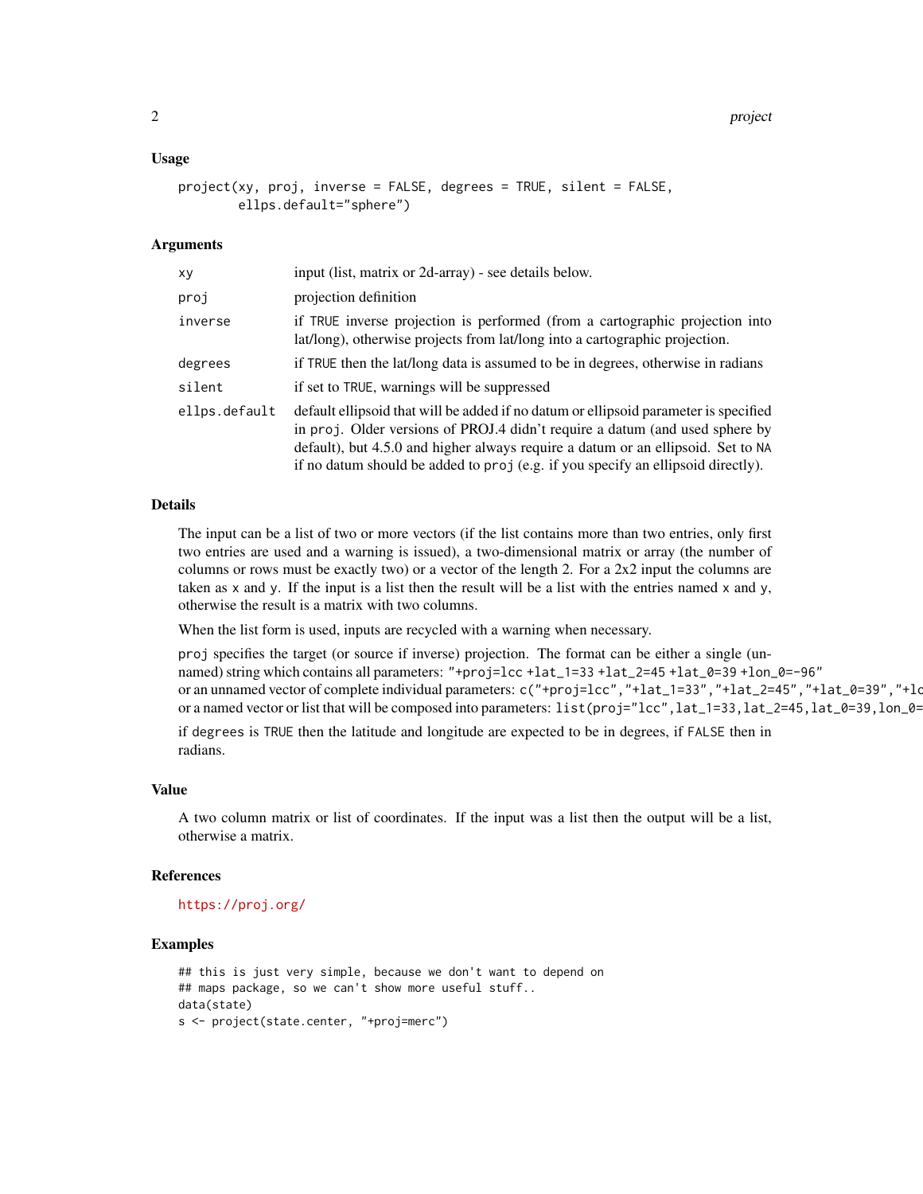## Usage

```
project(xy, proj, inverse = FALSE, degrees = TRUE, silent = FALSE,
        ellps.default="sphere")
```

## Arguments

| | |
|---|---|
| xy | input (list, matrix or 2d-array) - see details below. |
| proj | projection definition |
| inverse | if TRUE inverse projection is performed (from a cartographic projection into lat/long), otherwise projects from lat/long into a cartographic projection. |
| degrees | if TRUE then the lat/long data is assumed to be in degrees, otherwise in radians |
| silent | if set to TRUE, warnings will be suppressed |
| ellps.default | default ellipsoid that will be added if no datum or ellipsoid parameter is specified in proj. Older versions of PROJ.4 didn't require a datum (and used sphere by default), but 4.5.0 and higher always require a datum or an ellipsoid. Set to NA if no datum should be added to proj (e.g. if you specify an ellipsoid directly). |

## Details

The input can be a list of two or more vectors (if the list contains more than two entries, only first two entries are used and a warning is issued), a two-dimensional matrix or array (the number of columns or rows must be exactly two) or a vector of the length 2. For a 2x2 input the columns are taken as x and y. If the input is a list then the result will be a list with the entries named x and y, otherwise the result is a matrix with two columns.

When the list form is used, inputs are recycled with a warning when necessary.

proj specifies the target (or source if inverse) projection. The format can be either a single (unnamed) string which contains all parameters: "+proj=lcc +lat_1=33 +lat_2=45 +lat_0=39 +lon_0=-96" or an unnamed vector of complete individual parameters: c("+proj=lcc","+lat_1=33","+lat_2=45","+lat_0=39","+lc or a named vector or list that will be composed into parameters: list(proj="lcc",lat_1=33,lat_2=45,lat_0=39,lon_0=

if degrees is TRUE then the latitude and longitude are expected to be in degrees, if FALSE then in radians.

## Value

A two column matrix or list of coordinates. If the input was a list then the output will be a list, otherwise a matrix.

## References

https://proj.org/

## Examples

```
## this is just very simple, because we don't want to depend on
## maps package, so we can't show more useful stuff..
data(state)
s <- project(state.center, "+proj=merc")
```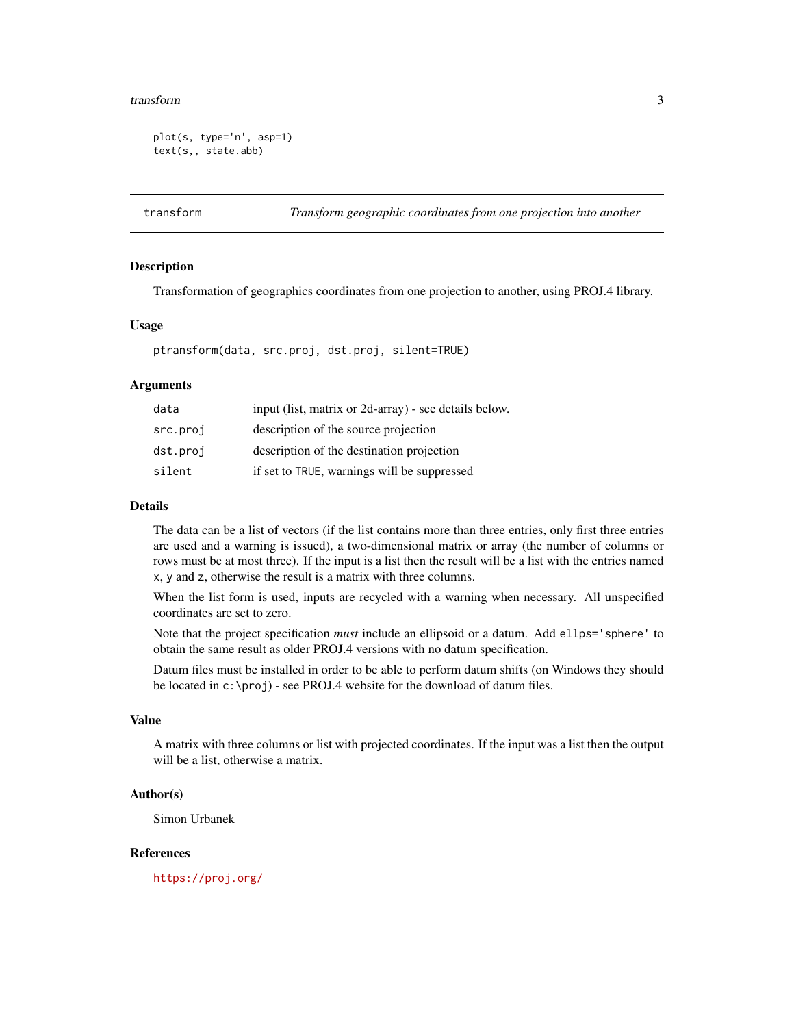```
plot(s, type='n', asp=1)
text(s,, state.abb)
```

---

`transform` *Transform geographic coordinates from one projection into another*

---

### Description

Transformation of geographics coordinates from one projection to another, using PROJ.4 library.

### Usage

```
ptransform(data, src.proj, dst.proj, silent=TRUE)
```

### Arguments

| | |
|---|---|
| `data` | input (list, matrix or 2d-array) - see details below. |
| `src.proj` | description of the source projection |
| `dst.proj` | description of the destination projection |
| `silent` | if set to `TRUE`, warnings will be suppressed |

### Details

The data can be a list of vectors (if the list contains more than three entries, only first three entries are used and a warning is issued), a two-dimensional matrix or array (the number of columns or rows must be at most three). If the input is a list then the result will be a list with the entries named `x`, `y` and `z`, otherwise the result is a matrix with three columns.

When the list form is used, inputs are recycled with a warning when necessary. All unspecified coordinates are set to zero.

Note that the project specification *must* include an ellipsoid or a datum. Add `ellps='sphere'` to obtain the same result as older PROJ.4 versions with no datum specification.

Datum files must be installed in order to be able to perform datum shifts (on Windows they should be located in `c:\proj`) - see PROJ.4 website for the download of datum files.

### Value

A matrix with three columns or list with projected coordinates. If the input was a list then the output will be a list, otherwise a matrix.

### Author(s)

Simon Urbanek

### References

https://proj.org/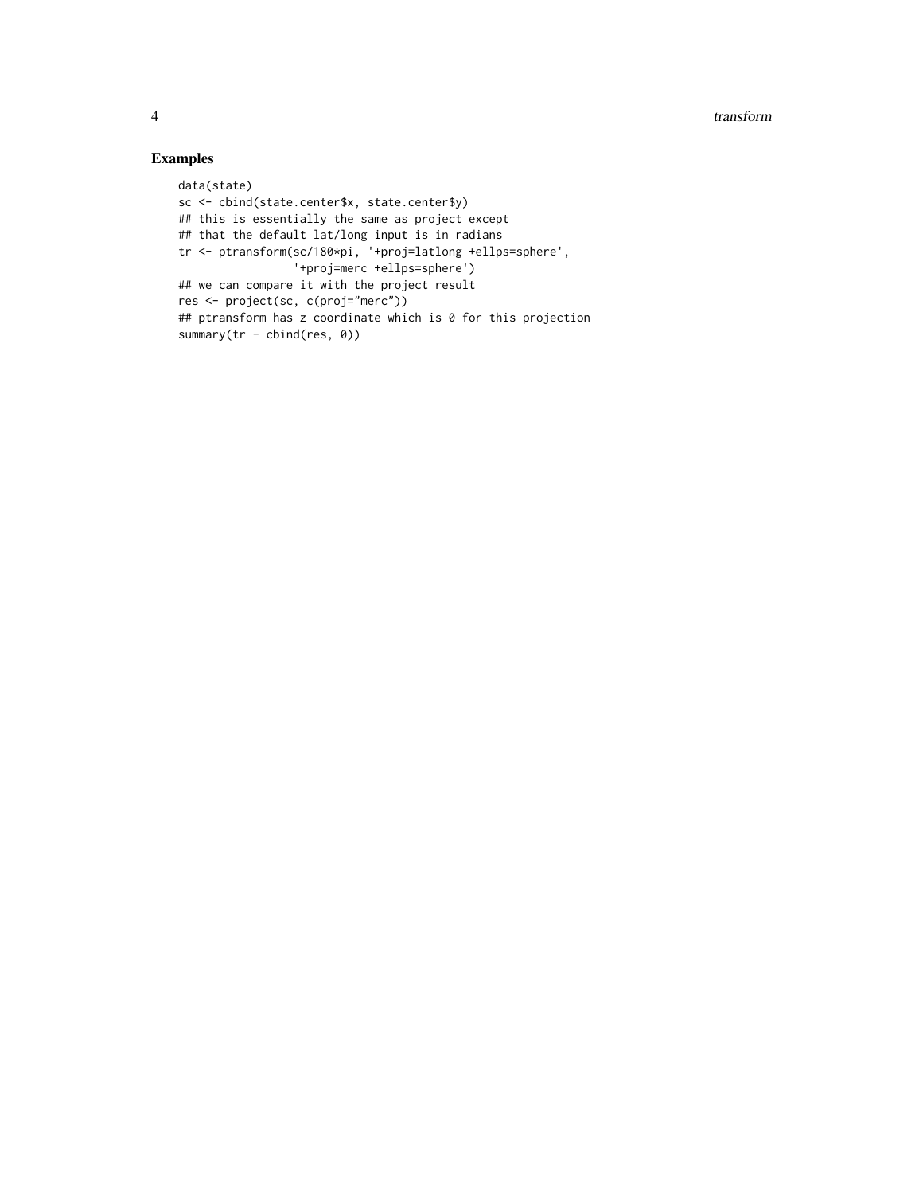### Examples

```
data(state)
sc <- cbind(state.center$x, state.center$y)
## this is essentially the same as project except
## that the default lat/long input is in radians
tr <- ptransform(sc/180*pi, '+proj=latlong +ellps=sphere',
                 '+proj=merc +ellps=sphere')
## we can compare it with the project result
res <- project(sc, c(proj="merc"))
## ptransform has z coordinate which is 0 for this projection
summary(tr - cbind(res, 0))
```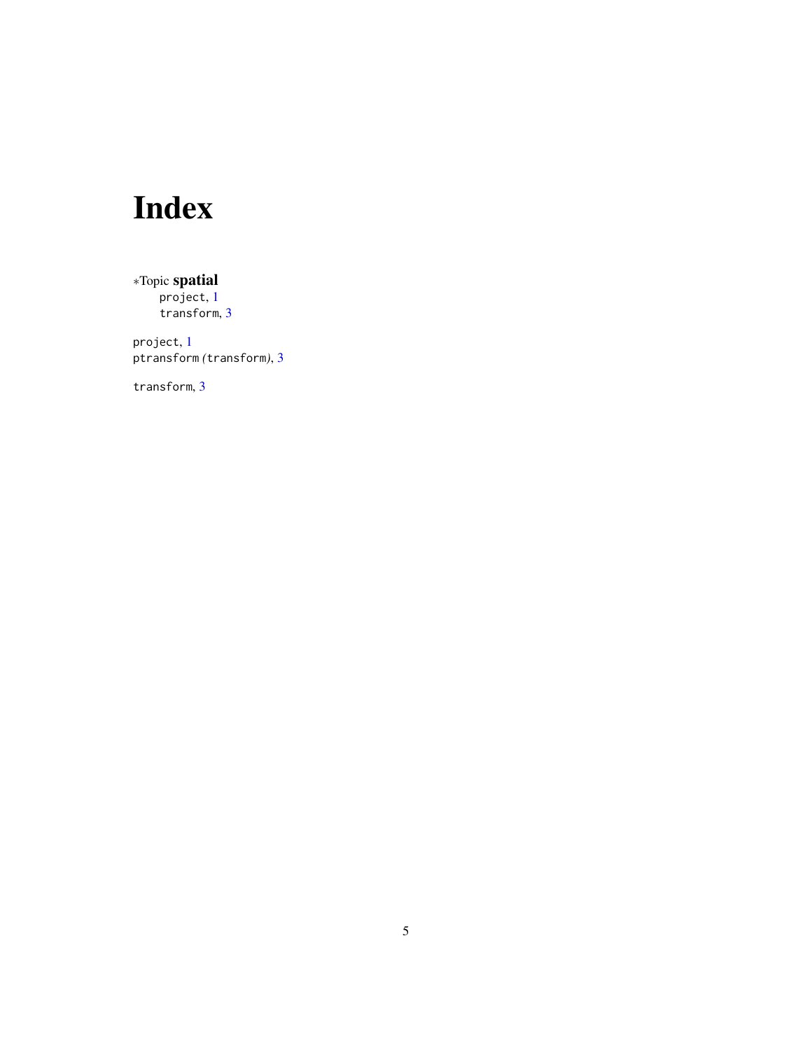# Index

*Topic **spatial**
  project, 1
  transform, 3

project, 1
ptransform *(*transform*)*, 3

transform, 3